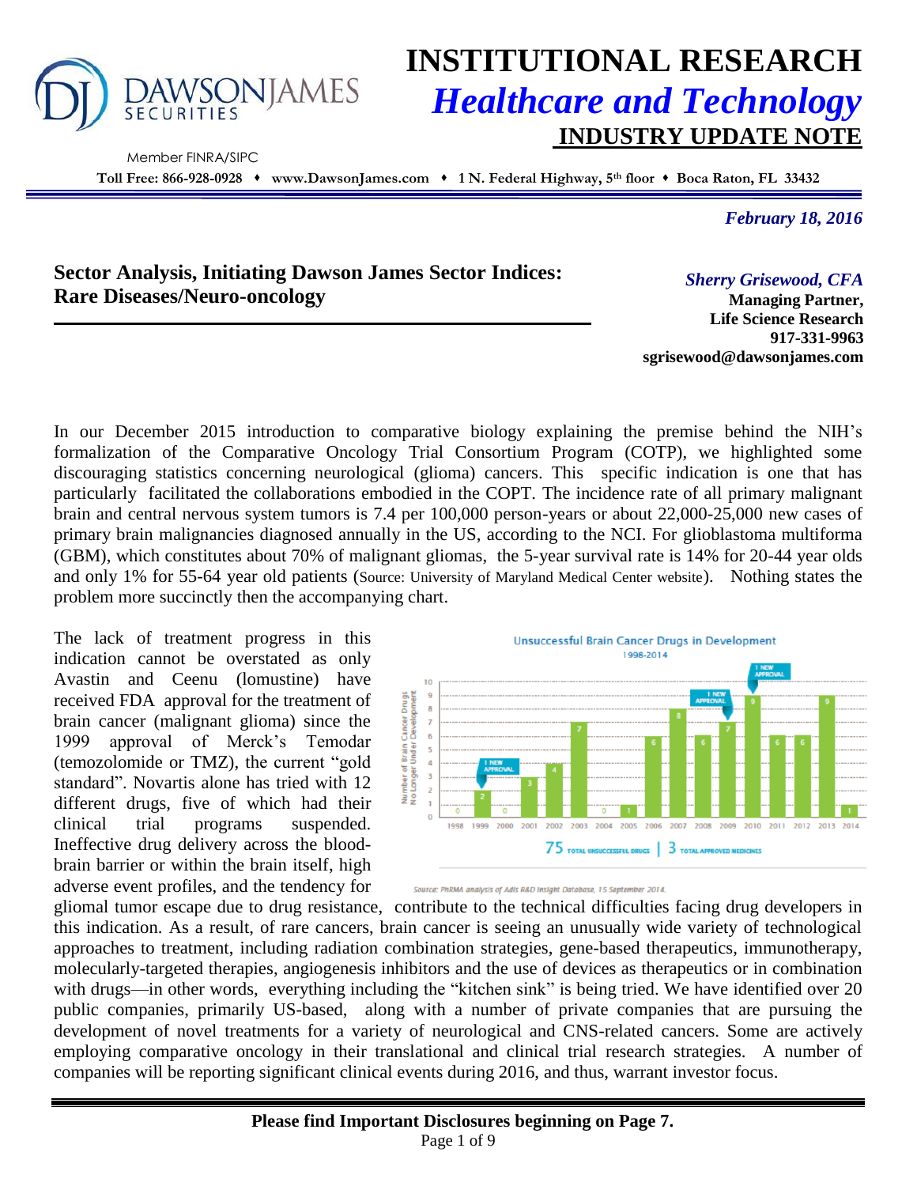# INSTITUTIONAL RESEARCH
## *Healthcare and Technology*
## INDUSTRY UPDATE NOTE

DAWSONJAMES SECURITIES
Member FINRA/SIPC

**Toll Free: 866-928-0928 ♦ www.DawsonJames.com ♦ 1 N. Federal Highway, 5th floor ♦ Boca Raton, FL 33432**

*February 18, 2016*

## Sector Analysis, Initiating Dawson James Sector Indices: Rare Diseases/Neuro-oncology

*Sherry Grisewood, CFA*
**Managing Partner,**
**Life Science Research**
**917-331-9963**
**sgrisewood@dawsonjames.com**

In our December 2015 introduction to comparative biology explaining the premise behind the NIH's formalization of the Comparative Oncology Trial Consortium Program (COTP), we highlighted some discouraging statistics concerning neurological (glioma) cancers. This specific indication is one that has particularly facilitated the collaborations embodied in the COPT. The incidence rate of all primary malignant brain and central nervous system tumors is 7.4 per 100,000 person-years or about 22,000-25,000 new cases of primary brain malignancies diagnosed annually in the US, according to the NCI. For glioblastoma multiforma (GBM), which constitutes about 70% of malignant gliomas, the 5-year survival rate is 14% for 20-44 year olds and only 1% for 55-64 year old patients (Source: University of Maryland Medical Center website). Nothing states the problem more succinctly then the accompanying chart.

The lack of treatment progress in this indication cannot be overstated as only Avastin and Ceenu (lomustine) have received FDA approval for the treatment of brain cancer (malignant glioma) since the 1999 approval of Merck's Temodar (temozolomide or TMZ), the current "gold standard". Novartis alone has tried with 12 different drugs, five of which had their clinical trial programs suspended. Ineffective drug delivery across the blood-brain barrier or within the brain itself, high adverse event profiles, and the tendency for gliomal tumor escape due to drug resistance, contribute to the technical difficulties facing drug developers in this indication. As a result, of rare cancers, brain cancer is seeing an unusually wide variety of technological approaches to treatment, including radiation combination strategies, gene-based therapeutics, immunotherapy, molecularly-targeted therapies, angiogenesis inhibitors and the use of devices as therapeutics or in combination with drugs—in other words, everything including the "kitchen sink" is being tried. We have identified over 20 public companies, primarily US-based, along with a number of private companies that are pursuing the development of novel treatments for a variety of neurological and CNS-related cancers. Some are actively employing comparative oncology in their translational and clinical trial research strategies. A number of companies will be reporting significant clinical events during 2016, and thus, warrant investor focus.

**Unsuccessful Brain Cancer Drugs in Development 1998-2014**

| Year | Number of Brain Cancer Drugs No Longer Under Development |
|---|---|
| 1998 | 0 |
| 1999 | 2 (1 NEW APPROVAL) |
| 2000 | 0 |
| 2001 | 3 |
| 2002 | 4 |
| 2003 | 7 |
| 2004 | 0 |
| 2005 | 1 |
| 2006 | 6 |
| 2007 | 8 |
| 2008 | 6 |
| 2009 | 7 (1 NEW APPROVAL) |
| 2010 | 9 (1 NEW APPROVAL) |
| 2011 | 6 |
| 2012 | 6 |
| 2013 | 9 |
| 2014 | 1 |

75 TOTAL UNSUCCESSFUL DRUGS | 3 TOTAL APPROVED MEDICINES

Source: PhRMA analysis of Adis R&D Insight Database, 15 September 2014.

**Please find Important Disclosures beginning on Page 7.**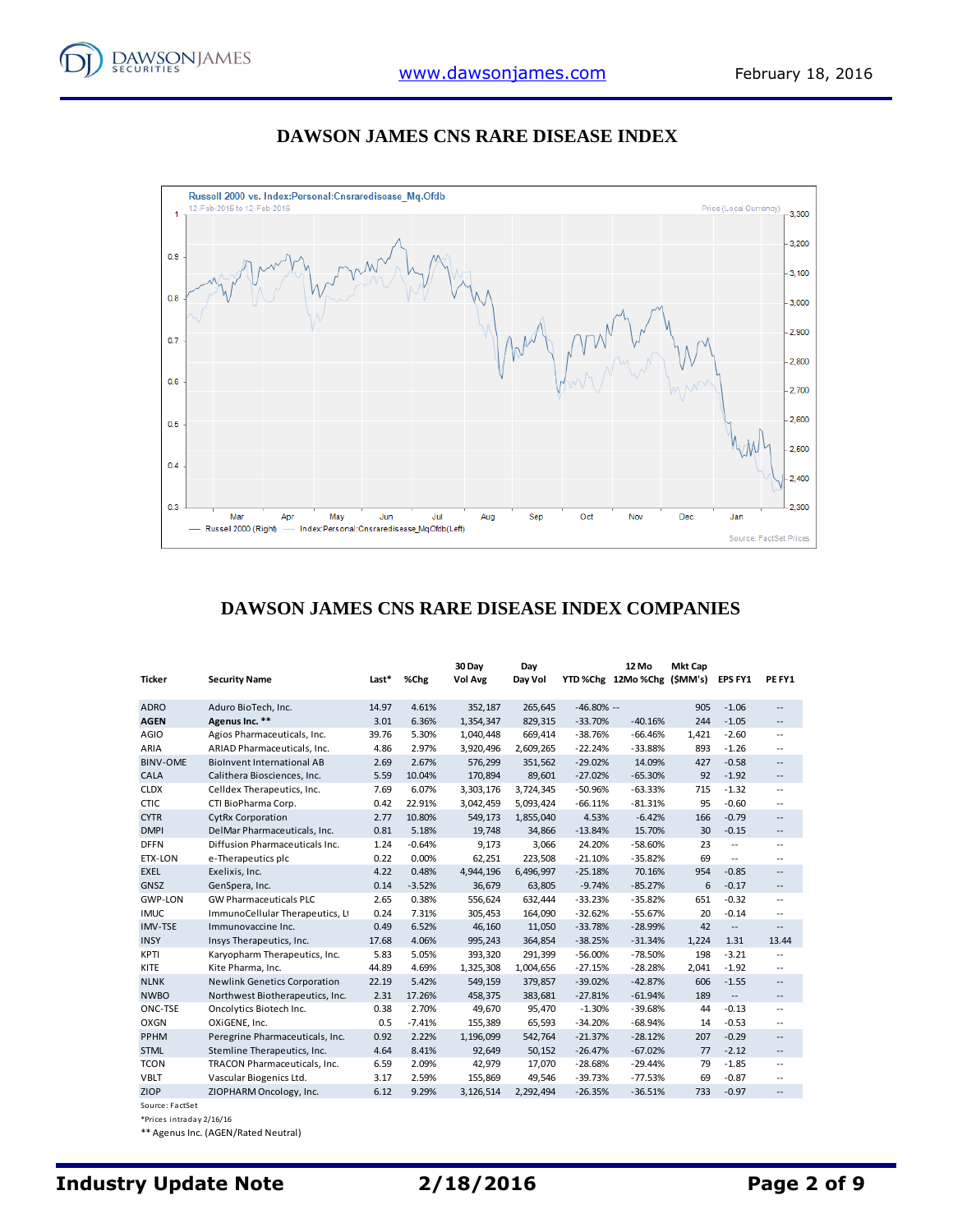# DAWSON JAMES CNS RARE DISEASE INDEX

Russell 2000 vs. Index:Personal:Cnsraredisease_Mq.Ofdb

12-Feb-2015 to 12-Feb-2016

Price (Local Currency)

— Russell 2000 (Right) — Index:Personal:Cnsraredisease_MqOfdb(Left)

Source: FactSet Prices

# DAWSON JAMES CNS RARE DISEASE INDEX COMPANIES

| Ticker | Security Name | Last* | %Chg | 30 Day Vol Avg | Day Day Vol | YTD %Chg | 12 Mo 12Mo %Chg | Mkt Cap ($MM's) | EPS FY1 | PE FY1 |
|---|---|---|---|---|---|---|---|---|---|---|
| ADRO | Aduro BioTech, Inc. | 14.97 | 4.61% | 352,187 | 265,645 | -46.80% | -- | 905 | -1.06 | -- |
| **AGEN** | **Agenus Inc. \*\*** | 3.01 | 6.36% | 1,354,347 | 829,315 | -33.70% | -40.16% | 244 | -1.05 | -- |
| AGIO | Agios Pharmaceuticals, Inc. | 39.76 | 5.30% | 1,040,448 | 669,414 | -38.76% | -66.46% | 1,421 | -2.60 | -- |
| ARIA | ARIAD Pharmaceuticals, Inc. | 4.86 | 2.97% | 3,920,496 | 2,609,265 | -22.24% | -33.88% | 893 | -1.26 | -- |
| BINV-OME | BioInvent International AB | 2.69 | 2.67% | 576,299 | 351,562 | -29.02% | 14.09% | 427 | -0.58 | -- |
| CALA | Calithera Biosciences, Inc. | 5.59 | 10.04% | 170,894 | 89,601 | -27.02% | -65.30% | 92 | -1.92 | -- |
| CLDX | Celldex Therapeutics, Inc. | 7.69 | 6.07% | 3,303,176 | 3,724,345 | -50.96% | -63.33% | 715 | -1.32 | -- |
| CTIC | CTI BioPharma Corp. | 0.42 | 22.91% | 3,042,459 | 5,093,424 | -66.11% | -81.31% | 95 | -0.60 | -- |
| CYTR | CytRx Corporation | 2.77 | 10.80% | 549,173 | 1,855,040 | 4.53% | -6.42% | 166 | -0.79 | -- |
| DMPI | DelMar Pharmaceuticals, Inc. | 0.81 | 5.18% | 19,748 | 34,866 | -13.84% | 15.70% | 30 | -0.15 | -- |
| DFFN | Diffusion Pharmaceuticals Inc. | 1.24 | -0.64% | 9,173 | 3,066 | 24.20% | -58.60% | 23 | -- | -- |
| ETX-LON | e-Therapeutics plc | 0.22 | 0.00% | 62,251 | 223,508 | -21.10% | -35.82% | 69 | -- | -- |
| EXEL | Exelixis, Inc. | 4.22 | 0.48% | 4,944,196 | 6,496,997 | -25.18% | 70.16% | 954 | -0.85 | -- |
| GNSZ | GenSpera, Inc. | 0.14 | -3.52% | 36,679 | 63,805 | -9.74% | -85.27% | 6 | -0.17 | -- |
| GWP-LON | GW Pharmaceuticals PLC | 2.65 | 0.38% | 556,624 | 632,444 | -33.23% | -35.82% | 651 | -0.32 | -- |
| IMUC | ImmunoCellular Therapeutics, Lt | 0.24 | 7.31% | 305,453 | 164,090 | -32.62% | -55.67% | 20 | -0.14 | -- |
| IMV-TSE | Immunovaccine Inc. | 0.49 | 6.52% | 46,160 | 11,050 | -33.78% | -28.99% | 42 | -- | -- |
| INSY | Insys Therapeutics, Inc. | 17.68 | 4.06% | 995,243 | 364,854 | -38.25% | -31.34% | 1,224 | 1.31 | 13.44 |
| KPTI | Karyopharm Therapeutics, Inc. | 5.83 | 5.05% | 393,320 | 291,399 | -56.00% | -78.50% | 198 | -3.21 | -- |
| KITE | Kite Pharma, Inc. | 44.89 | 4.69% | 1,325,308 | 1,004,656 | -27.15% | -28.28% | 2,041 | -1.92 | -- |
| NLNK | Newlink Genetics Corporation | 22.19 | 5.42% | 549,159 | 379,857 | -39.02% | -42.87% | 606 | -1.55 | -- |
| NWBO | Northwest Biotherapeutics, Inc. | 2.31 | 17.26% | 458,375 | 383,681 | -27.81% | -61.94% | 189 | -- | -- |
| ONC-TSE | Oncolytics Biotech Inc. | 0.38 | 2.70% | 49,670 | 95,470 | -1.30% | -39.68% | 44 | -0.13 | -- |
| OXGN | OXiGENE, Inc. | 0.5 | -7.41% | 155,389 | 65,593 | -34.20% | -68.94% | 14 | -0.53 | -- |
| PPHM | Peregrine Pharmaceuticals, Inc. | 0.92 | 2.22% | 1,196,099 | 542,764 | -21.37% | -28.12% | 207 | -0.29 | -- |
| STML | Stemline Therapeutics, Inc. | 4.64 | 8.41% | 92,649 | 50,152 | -26.47% | -67.02% | 77 | -2.12 | -- |
| TCON | TRACON Pharmaceuticals, Inc. | 6.59 | 2.09% | 42,979 | 17,070 | -28.68% | -29.44% | 79 | -1.85 | -- |
| VBLT | Vascular Biogenics Ltd. | 3.17 | 2.59% | 155,869 | 49,546 | -39.73% | -77.53% | 69 | -0.87 | -- |
| ZIOP | ZIOPHARM Oncology, Inc. | 6.12 | 9.29% | 3,126,514 | 2,292,494 | -26.35% | -36.51% | 733 | -0.97 | -- |

Source: FactSet

*Prices intraday 2/16/16

** Agenus Inc. (AGEN/Rated Neutral)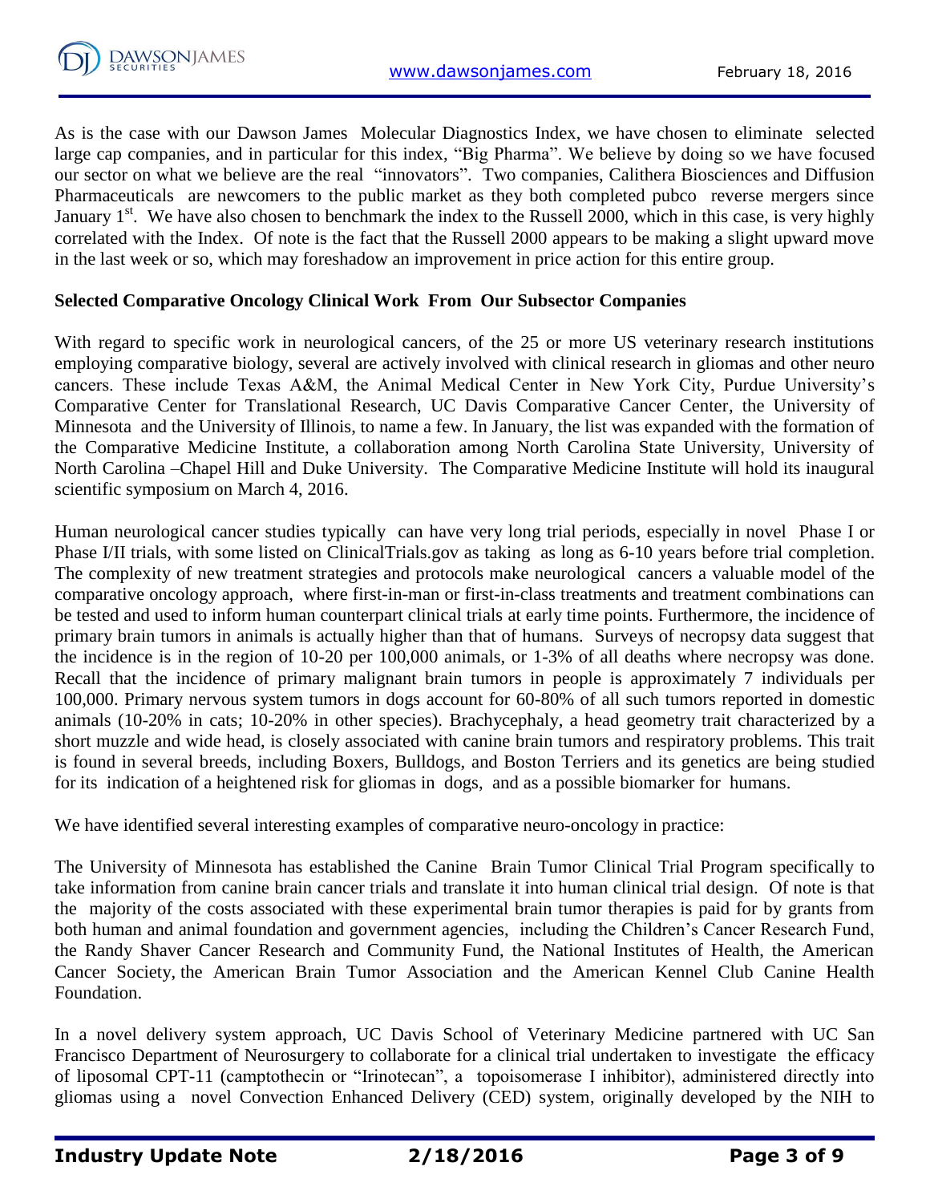As is the case with our Dawson James Molecular Diagnostics Index, we have chosen to eliminate selected large cap companies, and in particular for this index, "Big Pharma". We believe by doing so we have focused our sector on what we believe are the real "innovators". Two companies, Calithera Biosciences and Diffusion Pharmaceuticals are newcomers to the public market as they both completed pubco reverse mergers since January 1st. We have also chosen to benchmark the index to the Russell 2000, which in this case, is very highly correlated with the Index. Of note is the fact that the Russell 2000 appears to be making a slight upward move in the last week or so, which may foreshadow an improvement in price action for this entire group.

**Selected Comparative Oncology Clinical Work From Our Subsector Companies**

With regard to specific work in neurological cancers, of the 25 or more US veterinary research institutions employing comparative biology, several are actively involved with clinical research in gliomas and other neuro cancers. These include Texas A&M, the Animal Medical Center in New York City, Purdue University's Comparative Center for Translational Research, UC Davis Comparative Cancer Center, the University of Minnesota and the University of Illinois, to name a few. In January, the list was expanded with the formation of the Comparative Medicine Institute, a collaboration among North Carolina State University, University of North Carolina –Chapel Hill and Duke University. The Comparative Medicine Institute will hold its inaugural scientific symposium on March 4, 2016.

Human neurological cancer studies typically can have very long trial periods, especially in novel Phase I or Phase I/II trials, with some listed on ClinicalTrials.gov as taking as long as 6-10 years before trial completion. The complexity of new treatment strategies and protocols make neurological cancers a valuable model of the comparative oncology approach, where first-in-man or first-in-class treatments and treatment combinations can be tested and used to inform human counterpart clinical trials at early time points. Furthermore, the incidence of primary brain tumors in animals is actually higher than that of humans. Surveys of necropsy data suggest that the incidence is in the region of 10-20 per 100,000 animals, or 1-3% of all deaths where necropsy was done. Recall that the incidence of primary malignant brain tumors in people is approximately 7 individuals per 100,000. Primary nervous system tumors in dogs account for 60-80% of all such tumors reported in domestic animals (10-20% in cats; 10-20% in other species). Brachycephaly, a head geometry trait characterized by a short muzzle and wide head, is closely associated with canine brain tumors and respiratory problems. This trait is found in several breeds, including Boxers, Bulldogs, and Boston Terriers and its genetics are being studied for its indication of a heightened risk for gliomas in dogs, and as a possible biomarker for humans.

We have identified several interesting examples of comparative neuro-oncology in practice:

The University of Minnesota has established the Canine Brain Tumor Clinical Trial Program specifically to take information from canine brain cancer trials and translate it into human clinical trial design. Of note is that the majority of the costs associated with these experimental brain tumor therapies is paid for by grants from both human and animal foundation and government agencies, including the Children's Cancer Research Fund, the Randy Shaver Cancer Research and Community Fund, the National Institutes of Health, the American Cancer Society, the American Brain Tumor Association and the American Kennel Club Canine Health Foundation.

In a novel delivery system approach, UC Davis School of Veterinary Medicine partnered with UC San Francisco Department of Neurosurgery to collaborate for a clinical trial undertaken to investigate the efficacy of liposomal CPT-11 (camptothecin or "Irinotecan", a topoisomerase I inhibitor), administered directly into gliomas using a novel Convection Enhanced Delivery (CED) system, originally developed by the NIH to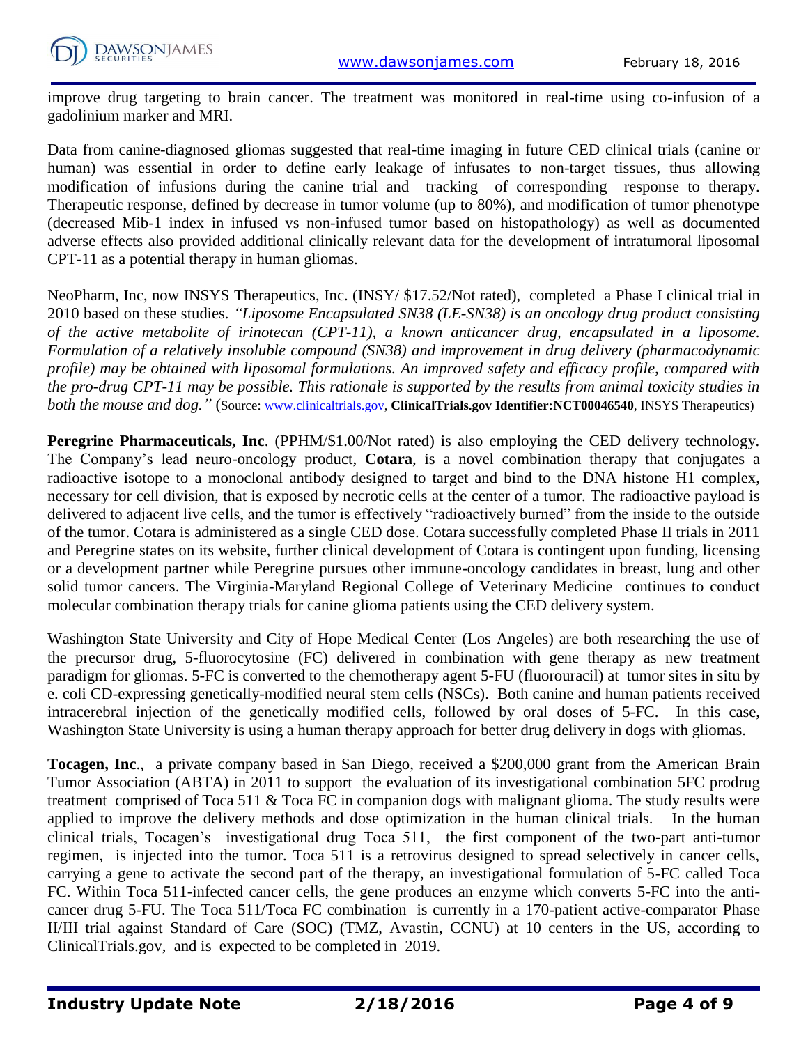improve drug targeting to brain cancer. The treatment was monitored in real-time using co-infusion of a gadolinium marker and MRI.

Data from canine-diagnosed gliomas suggested that real-time imaging in future CED clinical trials (canine or human) was essential in order to define early leakage of infusates to non-target tissues, thus allowing modification of infusions during the canine trial and tracking of corresponding response to therapy. Therapeutic response, defined by decrease in tumor volume (up to 80%), and modification of tumor phenotype (decreased Mib-1 index in infused vs non-infused tumor based on histopathology) as well as documented adverse effects also provided additional clinically relevant data for the development of intratumoral liposomal CPT-11 as a potential therapy in human gliomas.

NeoPharm, Inc, now INSYS Therapeutics, Inc. (INSY/ $17.52/Not rated), completed a Phase I clinical trial in 2010 based on these studies. *"Liposome Encapsulated SN38 (LE-SN38) is an oncology drug product consisting of the active metabolite of irinotecan (CPT-11), a known anticancer drug, encapsulated in a liposome. Formulation of a relatively insoluble compound (SN38) and improvement in drug delivery (pharmacodynamic profile) may be obtained with liposomal formulations. An improved safety and efficacy profile, compared with the pro-drug CPT-11 may be possible. This rationale is supported by the results from animal toxicity studies in both the mouse and dog."* (Source: www.clinicaltrials.gov, **ClinicalTrials.gov Identifier:NCT00046540**, INSYS Therapeutics)

**Peregrine Pharmaceuticals, Inc**. (PPHM/$1.00/Not rated) is also employing the CED delivery technology. The Company's lead neuro-oncology product, **Cotara**, is a novel combination therapy that conjugates a radioactive isotope to a monoclonal antibody designed to target and bind to the DNA histone H1 complex, necessary for cell division, that is exposed by necrotic cells at the center of a tumor. The radioactive payload is delivered to adjacent live cells, and the tumor is effectively "radioactively burned" from the inside to the outside of the tumor. Cotara is administered as a single CED dose. Cotara successfully completed Phase II trials in 2011 and Peregrine states on its website, further clinical development of Cotara is contingent upon funding, licensing or a development partner while Peregrine pursues other immune-oncology candidates in breast, lung and other solid tumor cancers. The Virginia-Maryland Regional College of Veterinary Medicine continues to conduct molecular combination therapy trials for canine glioma patients using the CED delivery system.

Washington State University and City of Hope Medical Center (Los Angeles) are both researching the use of the precursor drug, 5-fluorocytosine (FC) delivered in combination with gene therapy as new treatment paradigm for gliomas. 5-FC is converted to the chemotherapy agent 5-FU (fluorouracil) at tumor sites in situ by e. coli CD-expressing genetically-modified neural stem cells (NSCs). Both canine and human patients received intracerebral injection of the genetically modified cells, followed by oral doses of 5-FC. In this case, Washington State University is using a human therapy approach for better drug delivery in dogs with gliomas.

**Tocagen, Inc**., a private company based in San Diego, received a $200,000 grant from the American Brain Tumor Association (ABTA) in 2011 to support the evaluation of its investigational combination 5FC prodrug treatment comprised of Toca 511 & Toca FC in companion dogs with malignant glioma. The study results were applied to improve the delivery methods and dose optimization in the human clinical trials. In the human clinical trials, Tocagen's investigational drug Toca 511, the first component of the two-part anti-tumor regimen, is injected into the tumor. Toca 511 is a retrovirus designed to spread selectively in cancer cells, carrying a gene to activate the second part of the therapy, an investigational formulation of 5-FC called Toca FC. Within Toca 511-infected cancer cells, the gene produces an enzyme which converts 5-FC into the anti-cancer drug 5-FU. The Toca 511/Toca FC combination is currently in a 170-patient active-comparator Phase II/III trial against Standard of Care (SOC) (TMZ, Avastin, CCNU) at 10 centers in the US, according to ClinicalTrials.gov, and is expected to be completed in 2019.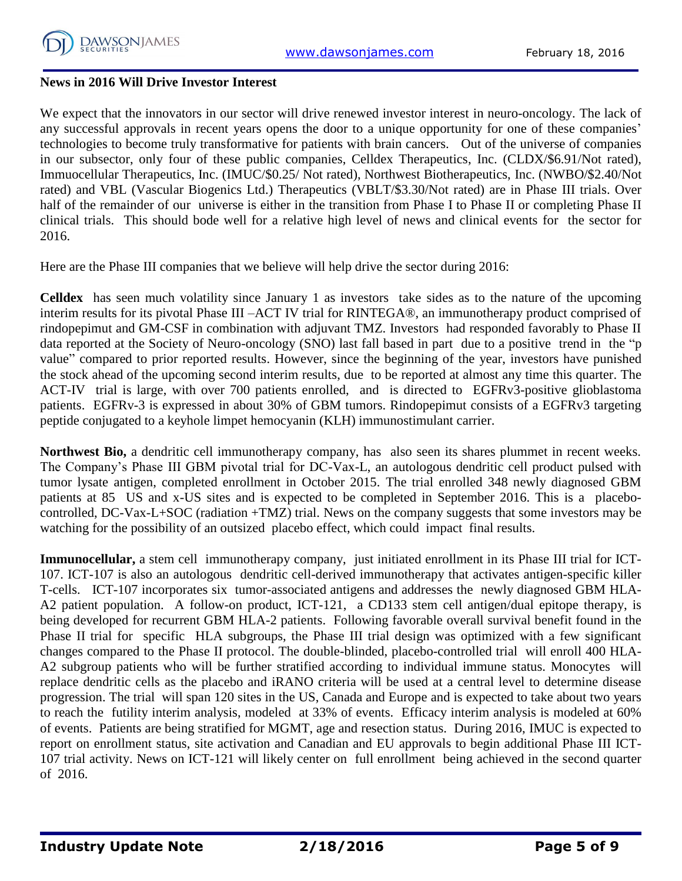**News in 2016 Will Drive Investor Interest**

We expect that the innovators in our sector will drive renewed investor interest in neuro-oncology. The lack of any successful approvals in recent years opens the door to a unique opportunity for one of these companies' technologies to become truly transformative for patients with brain cancers. Out of the universe of companies in our subsector, only four of these public companies, Celldex Therapeutics, Inc. (CLDX/$6.91/Not rated), Immuocellular Therapeutics, Inc. (IMUC/$0.25/ Not rated), Northwest Biotherapeutics, Inc. (NWBO/$2.40/Not rated) and VBL (Vascular Biogenics Ltd.) Therapeutics (VBLT/$3.30/Not rated) are in Phase III trials. Over half of the remainder of our universe is either in the transition from Phase I to Phase II or completing Phase II clinical trials. This should bode well for a relative high level of news and clinical events for the sector for 2016.

Here are the Phase III companies that we believe will help drive the sector during 2016:

**Celldex** has seen much volatility since January 1 as investors take sides as to the nature of the upcoming interim results for its pivotal Phase III –ACT IV trial for RINTEGA®, an immunotherapy product comprised of rindopepimut and GM-CSF in combination with adjuvant TMZ. Investors had responded favorably to Phase II data reported at the Society of Neuro-oncology (SNO) last fall based in part due to a positive trend in the "p value" compared to prior reported results. However, since the beginning of the year, investors have punished the stock ahead of the upcoming second interim results, due to be reported at almost any time this quarter. The ACT-IV trial is large, with over 700 patients enrolled, and is directed to EGFRv3-positive glioblastoma patients. EGFRv-3 is expressed in about 30% of GBM tumors. Rindopepimut consists of a EGFRv3 targeting peptide conjugated to a keyhole limpet hemocyanin (KLH) immunostimulant carrier.

**Northwest Bio,** a dendritic cell immunotherapy company, has also seen its shares plummet in recent weeks. The Company's Phase III GBM pivotal trial for DC-Vax-L, an autologous dendritic cell product pulsed with tumor lysate antigen, completed enrollment in October 2015. The trial enrolled 348 newly diagnosed GBM patients at 85 US and x-US sites and is expected to be completed in September 2016. This is a placebo-controlled, DC-Vax-L+SOC (radiation +TMZ) trial. News on the company suggests that some investors may be watching for the possibility of an outsized placebo effect, which could impact final results.

**Immunocellular,** a stem cell immunotherapy company, just initiated enrollment in its Phase III trial for ICT-107. ICT-107 is also an autologous dendritic cell-derived immunotherapy that activates antigen-specific killer T-cells. ICT-107 incorporates six tumor-associated antigens and addresses the newly diagnosed GBM HLA-A2 patient population. A follow-on product, ICT-121, a CD133 stem cell antigen/dual epitope therapy, is being developed for recurrent GBM HLA-2 patients. Following favorable overall survival benefit found in the Phase II trial for specific HLA subgroups, the Phase III trial design was optimized with a few significant changes compared to the Phase II protocol. The double-blinded, placebo-controlled trial will enroll 400 HLA-A2 subgroup patients who will be further stratified according to individual immune status. Monocytes will replace dendritic cells as the placebo and iRANO criteria will be used at a central level to determine disease progression. The trial will span 120 sites in the US, Canada and Europe and is expected to take about two years to reach the futility interim analysis, modeled at 33% of events. Efficacy interim analysis is modeled at 60% of events. Patients are being stratified for MGMT, age and resection status. During 2016, IMUC is expected to report on enrollment status, site activation and Canadian and EU approvals to begin additional Phase III ICT-107 trial activity. News on ICT-121 will likely center on full enrollment being achieved in the second quarter of 2016.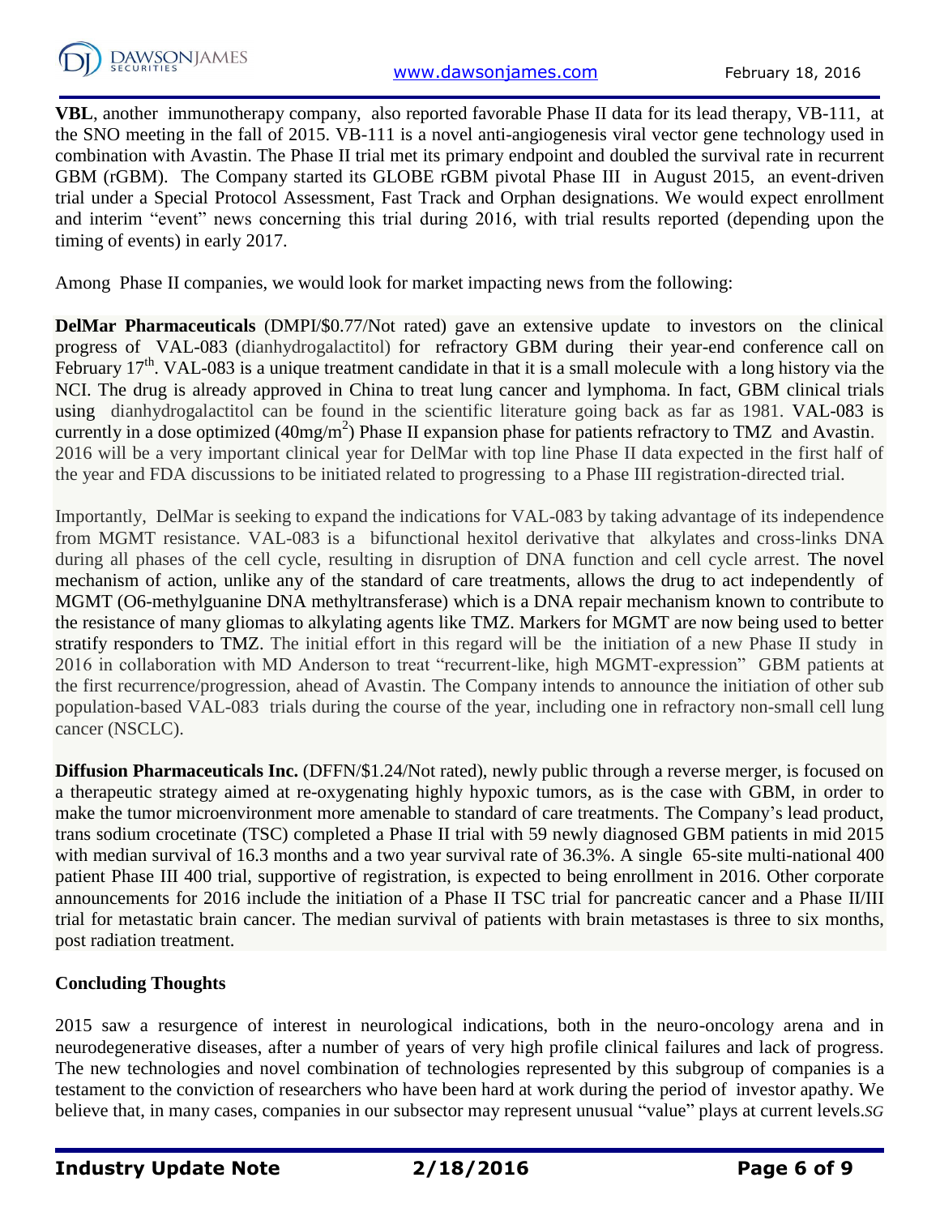**VBL**, another immunotherapy company, also reported favorable Phase II data for its lead therapy, VB-111, at the SNO meeting in the fall of 2015. VB-111 is a novel anti-angiogenesis viral vector gene technology used in combination with Avastin. The Phase II trial met its primary endpoint and doubled the survival rate in recurrent GBM (rGBM). The Company started its GLOBE rGBM pivotal Phase III in August 2015, an event-driven trial under a Special Protocol Assessment, Fast Track and Orphan designations. We would expect enrollment and interim "event" news concerning this trial during 2016, with trial results reported (depending upon the timing of events) in early 2017.

Among Phase II companies, we would look for market impacting news from the following:

**DelMar Pharmaceuticals** (DMPI/$0.77/Not rated) gave an extensive update to investors on the clinical progress of VAL-083 (dianhydrogalactitol) for refractory GBM during their year-end conference call on February 17th. VAL-083 is a unique treatment candidate in that it is a small molecule with a long history via the NCI. The drug is already approved in China to treat lung cancer and lymphoma. In fact, GBM clinical trials using dianhydrogalactitol can be found in the scientific literature going back as far as 1981. VAL-083 is currently in a dose optimized ($40mg/m^2$) Phase II expansion phase for patients refractory to TMZ and Avastin. 2016 will be a very important clinical year for DelMar with top line Phase II data expected in the first half of the year and FDA discussions to be initiated related to progressing to a Phase III registration-directed trial.

Importantly, DelMar is seeking to expand the indications for VAL-083 by taking advantage of its independence from MGMT resistance. VAL-083 is a bifunctional hexitol derivative that alkylates and cross-links DNA during all phases of the cell cycle, resulting in disruption of DNA function and cell cycle arrest. The novel mechanism of action, unlike any of the standard of care treatments, allows the drug to act independently of MGMT (O6-methylguanine DNA methyltransferase) which is a DNA repair mechanism known to contribute to the resistance of many gliomas to alkylating agents like TMZ. Markers for MGMT are now being used to better stratify responders to TMZ. The initial effort in this regard will be the initiation of a new Phase II study in 2016 in collaboration with MD Anderson to treat "recurrent-like, high MGMT-expression" GBM patients at the first recurrence/progression, ahead of Avastin. The Company intends to announce the initiation of other sub population-based VAL-083 trials during the course of the year, including one in refractory non-small cell lung cancer (NSCLC).

**Diffusion Pharmaceuticals Inc.** (DFFN/$1.24/Not rated), newly public through a reverse merger, is focused on a therapeutic strategy aimed at re-oxygenating highly hypoxic tumors, as is the case with GBM, in order to make the tumor microenvironment more amenable to standard of care treatments. The Company's lead product, trans sodium crocetinate (TSC) completed a Phase II trial with 59 newly diagnosed GBM patients in mid 2015 with median survival of 16.3 months and a two year survival rate of 36.3%. A single 65-site multi-national 400 patient Phase III 400 trial, supportive of registration, is expected to being enrollment in 2016. Other corporate announcements for 2016 include the initiation of a Phase II TSC trial for pancreatic cancer and a Phase II/III trial for metastatic brain cancer. The median survival of patients with brain metastases is three to six months, post radiation treatment.

**Concluding Thoughts**

2015 saw a resurgence of interest in neurological indications, both in the neuro-oncology arena and in neurodegenerative diseases, after a number of years of very high profile clinical failures and lack of progress. The new technologies and novel combination of technologies represented by this subgroup of companies is a testament to the conviction of researchers who have been hard at work during the period of investor apathy. We believe that, in many cases, companies in our subsector may represent unusual "value" plays at current levels.*SG*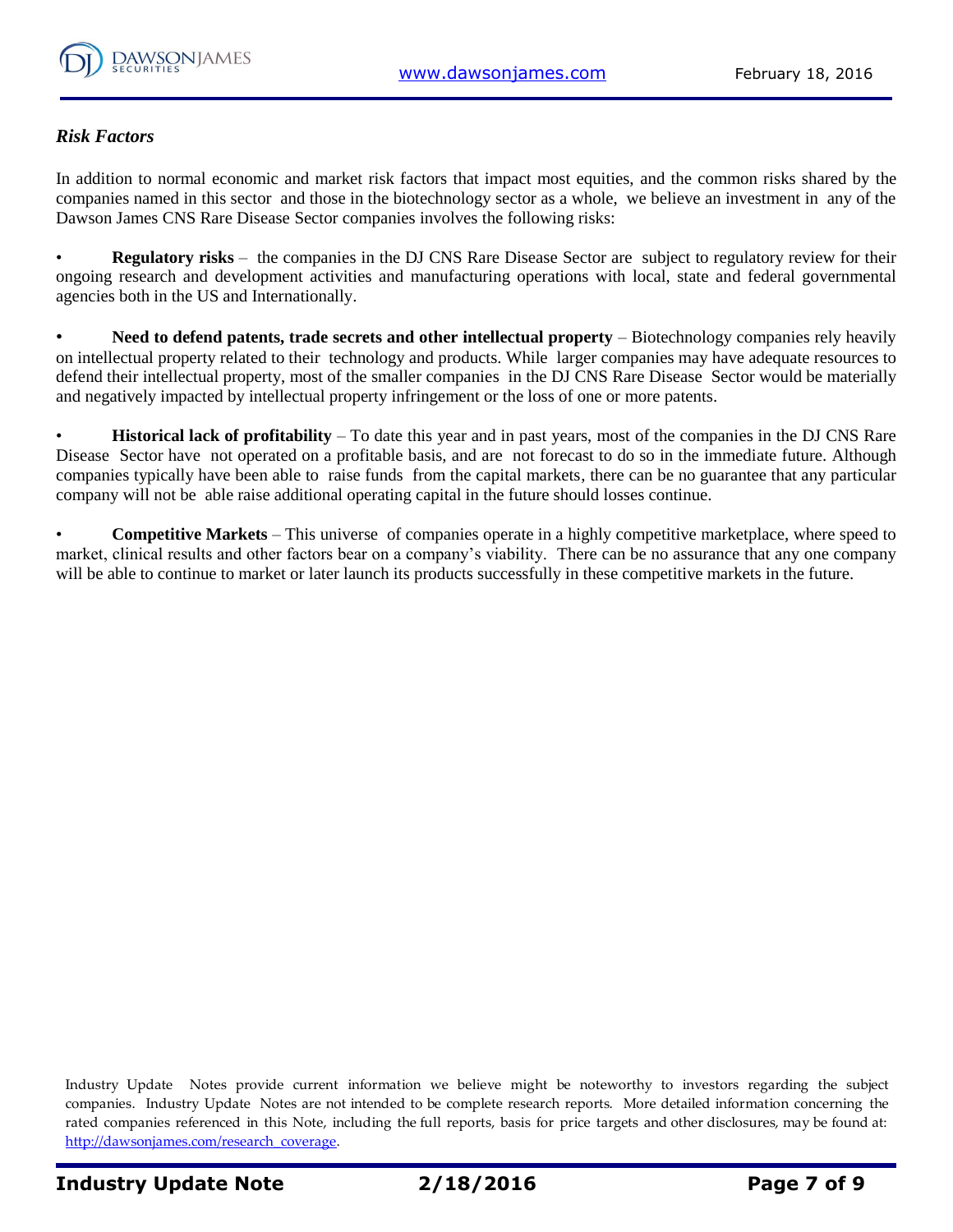### *Risk Factors*

In addition to normal economic and market risk factors that impact most equities, and the common risks shared by the companies named in this sector and those in the biotechnology sector as a whole, we believe an investment in any of the Dawson James CNS Rare Disease Sector companies involves the following risks:

- **Regulatory risks** – the companies in the DJ CNS Rare Disease Sector are subject to regulatory review for their ongoing research and development activities and manufacturing operations with local, state and federal governmental agencies both in the US and Internationally.

- **Need to defend patents, trade secrets and other intellectual property** – Biotechnology companies rely heavily on intellectual property related to their technology and products. While larger companies may have adequate resources to defend their intellectual property, most of the smaller companies in the DJ CNS Rare Disease Sector would be materially and negatively impacted by intellectual property infringement or the loss of one or more patents.

- **Historical lack of profitability** – To date this year and in past years, most of the companies in the DJ CNS Rare Disease Sector have not operated on a profitable basis, and are not forecast to do so in the immediate future. Although companies typically have been able to raise funds from the capital markets, there can be no guarantee that any particular company will not be able raise additional operating capital in the future should losses continue.

- **Competitive Markets** – This universe of companies operate in a highly competitive marketplace, where speed to market, clinical results and other factors bear on a company's viability. There can be no assurance that any one company will be able to continue to market or later launch its products successfully in these competitive markets in the future.

Industry Update Notes provide current information we believe might be noteworthy to investors regarding the subject companies. Industry Update Notes are not intended to be complete research reports. More detailed information concerning the rated companies referenced in this Note, including the full reports, basis for price targets and other disclosures, may be found at: http://dawsonjames.com/research_coverage.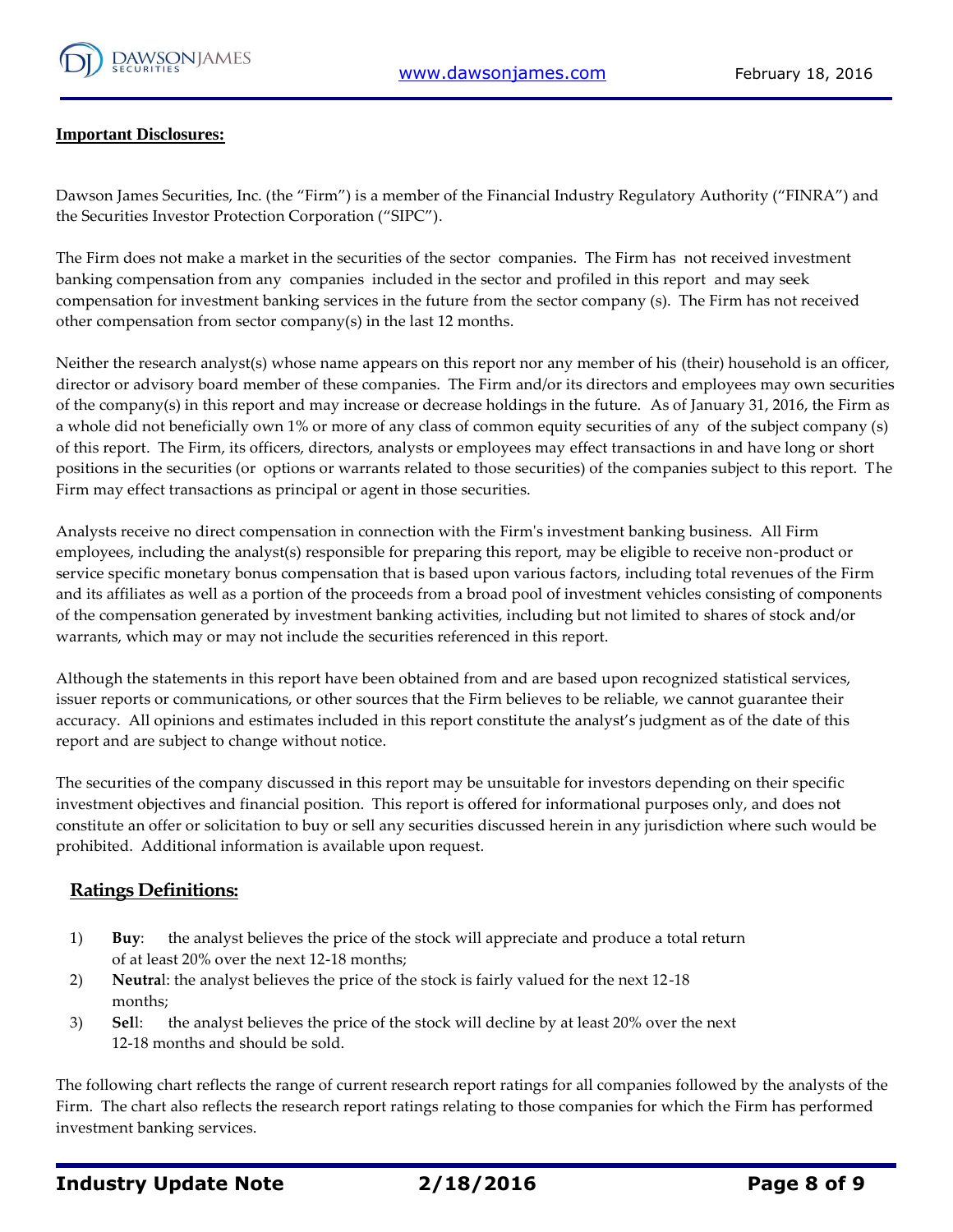**Important Disclosures:**

Dawson James Securities, Inc. (the "Firm") is a member of the Financial Industry Regulatory Authority ("FINRA") and the Securities Investor Protection Corporation ("SIPC").

The Firm does not make a market in the securities of the sector companies. The Firm has not received investment banking compensation from any companies included in the sector and profiled in this report and may seek compensation for investment banking services in the future from the sector company (s). The Firm has not received other compensation from sector company(s) in the last 12 months.

Neither the research analyst(s) whose name appears on this report nor any member of his (their) household is an officer, director or advisory board member of these companies. The Firm and/or its directors and employees may own securities of the company(s) in this report and may increase or decrease holdings in the future. As of January 31, 2016, the Firm as a whole did not beneficially own 1% or more of any class of common equity securities of any of the subject company (s) of this report. The Firm, its officers, directors, analysts or employees may effect transactions in and have long or short positions in the securities (or options or warrants related to those securities) of the companies subject to this report. The Firm may effect transactions as principal or agent in those securities.

Analysts receive no direct compensation in connection with the Firm's investment banking business. All Firm employees, including the analyst(s) responsible for preparing this report, may be eligible to receive non-product or service specific monetary bonus compensation that is based upon various factors, including total revenues of the Firm and its affiliates as well as a portion of the proceeds from a broad pool of investment vehicles consisting of components of the compensation generated by investment banking activities, including but not limited to shares of stock and/or warrants, which may or may not include the securities referenced in this report.

Although the statements in this report have been obtained from and are based upon recognized statistical services, issuer reports or communications, or other sources that the Firm believes to be reliable, we cannot guarantee their accuracy. All opinions and estimates included in this report constitute the analyst's judgment as of the date of this report and are subject to change without notice.

The securities of the company discussed in this report may be unsuitable for investors depending on their specific investment objectives and financial position. This report is offered for informational purposes only, and does not constitute an offer or solicitation to buy or sell any securities discussed herein in any jurisdiction where such would be prohibited. Additional information is available upon request.

## Ratings Definitions:

1) **Buy**: the analyst believes the price of the stock will appreciate and produce a total return of at least 20% over the next 12-18 months;
2) **Neutral**: the analyst believes the price of the stock is fairly valued for the next 12-18 months;
3) **Sell**: the analyst believes the price of the stock will decline by at least 20% over the next 12-18 months and should be sold.

The following chart reflects the range of current research report ratings for all companies followed by the analysts of the Firm. The chart also reflects the research report ratings relating to those companies for which the Firm has performed investment banking services.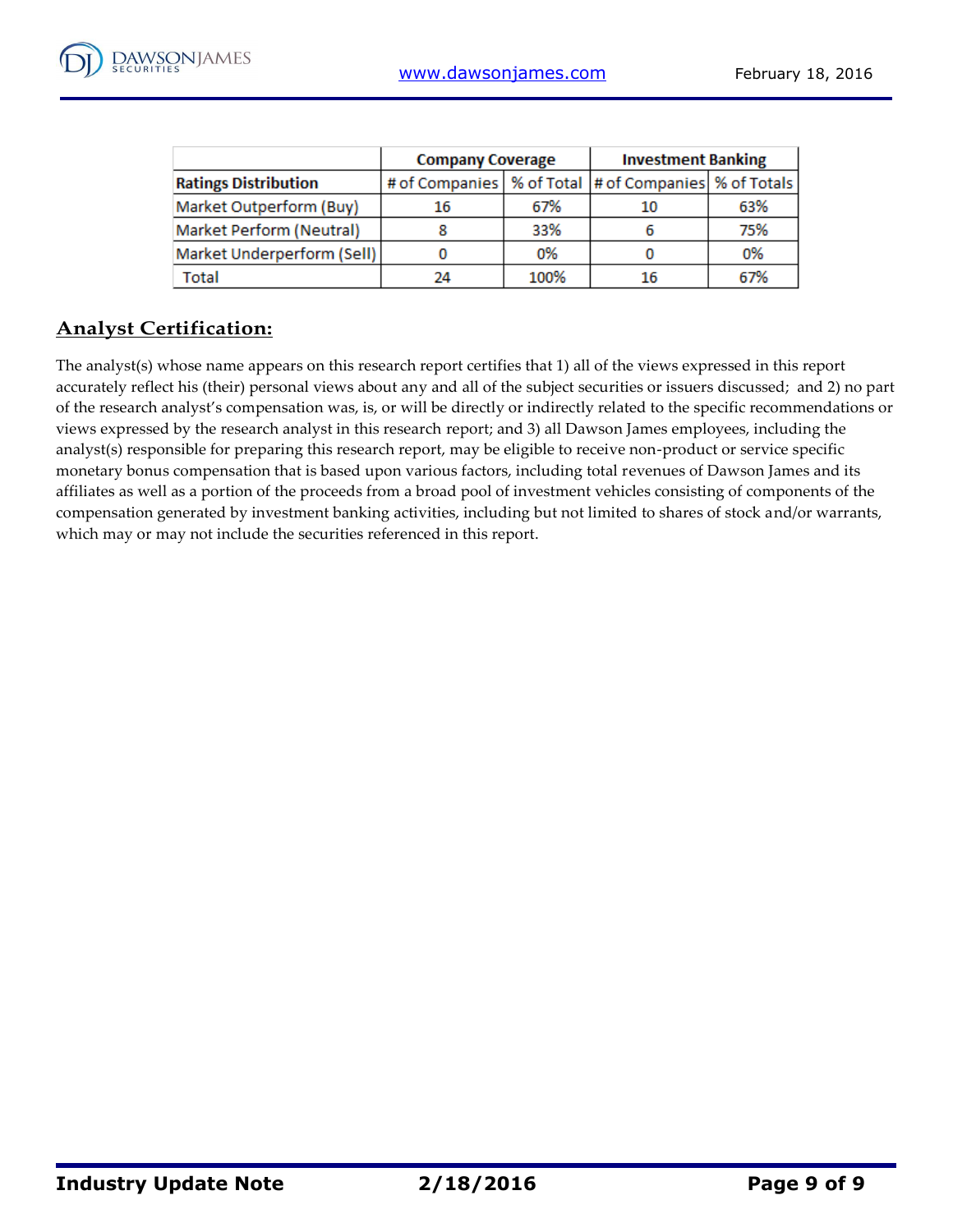| | Company Coverage | | Investment Banking | |
|---|---|---|---|---|
| Ratings Distribution | # of Companies | % of Total | # of Companies | % of Totals |
| Market Outperform (Buy) | 16 | 67% | 10 | 63% |
| Market Perform (Neutral) | 8 | 33% | 6 | 75% |
| Market Underperform (Sell) | 0 | 0% | 0 | 0% |
| Total | 24 | 100% | 16 | 67% |

## Analyst Certification:

The analyst(s) whose name appears on this research report certifies that 1) all of the views expressed in this report accurately reflect his (their) personal views about any and all of the subject securities or issuers discussed; and 2) no part of the research analyst's compensation was, is, or will be directly or indirectly related to the specific recommendations or views expressed by the research analyst in this research report; and 3) all Dawson James employees, including the analyst(s) responsible for preparing this research report, may be eligible to receive non-product or service specific monetary bonus compensation that is based upon various factors, including total revenues of Dawson James and its affiliates as well as a portion of the proceeds from a broad pool of investment vehicles consisting of components of the compensation generated by investment banking activities, including but not limited to shares of stock and/or warrants, which may or may not include the securities referenced in this report.